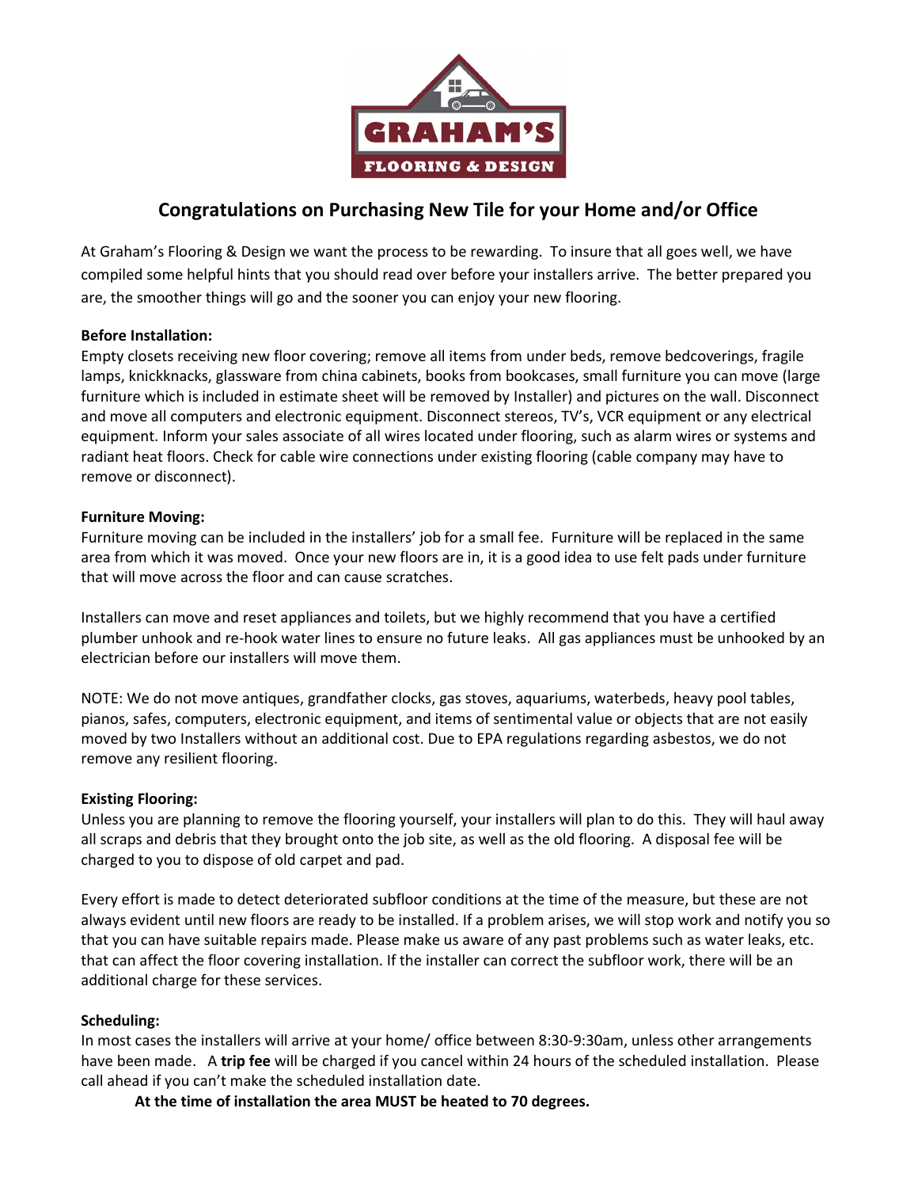GRAHAM'S

FLOORING & DESIGN

## Congratulations on Purchasing New Tile for your Home and/or Office

At Graham's Flooring & Design we want the process to be rewarding. To insure that all goes well, we have compiled some helpful hints that you should read over before your installers arrive. The better prepared you are, the smoother things will go and the sooner you can enjoy your new flooring.

**Before Installation:**
Empty closets receiving new floor covering; remove all items from under beds, remove bedcoverings, fragile lamps, knickknacks, glassware from china cabinets, books from bookcases, small furniture you can move (large furniture which is included in estimate sheet will be removed by Installer) and pictures on the wall. Disconnect and move all computers and electronic equipment. Disconnect stereos, TV's, VCR equipment or any electrical equipment. Inform your sales associate of all wires located under flooring, such as alarm wires or systems and radiant heat floors. Check for cable wire connections under existing flooring (cable company may have to remove or disconnect).

**Furniture Moving:**
Furniture moving can be included in the installers' job for a small fee. Furniture will be replaced in the same area from which it was moved. Once your new floors are in, it is a good idea to use felt pads under furniture that will move across the floor and can cause scratches.

Installers can move and reset appliances and toilets, but we highly recommend that you have a certified plumber unhook and re-hook water lines to ensure no future leaks. All gas appliances must be unhooked by an electrician before our installers will move them.

NOTE: We do not move antiques, grandfather clocks, gas stoves, aquariums, waterbeds, heavy pool tables, pianos, safes, computers, electronic equipment, and items of sentimental value or objects that are not easily moved by two Installers without an additional cost. Due to EPA regulations regarding asbestos, we do not remove any resilient flooring.

**Existing Flooring:**
Unless you are planning to remove the flooring yourself, your installers will plan to do this. They will haul away all scraps and debris that they brought onto the job site, as well as the old flooring. A disposal fee will be charged to you to dispose of old carpet and pad.

Every effort is made to detect deteriorated subfloor conditions at the time of the measure, but these are not always evident until new floors are ready to be installed. If a problem arises, we will stop work and notify you so that you can have suitable repairs made. Please make us aware of any past problems such as water leaks, etc. that can affect the floor covering installation. If the installer can correct the subfloor work, there will be an additional charge for these services.

**Scheduling:**
In most cases the installers will arrive at your home/ office between 8:30-9:30am, unless other arrangements have been made. A **trip fee** will be charged if you cancel within 24 hours of the scheduled installation. Please call ahead if you can't make the scheduled installation date.

**At the time of installation the area MUST be heated to 70 degrees.**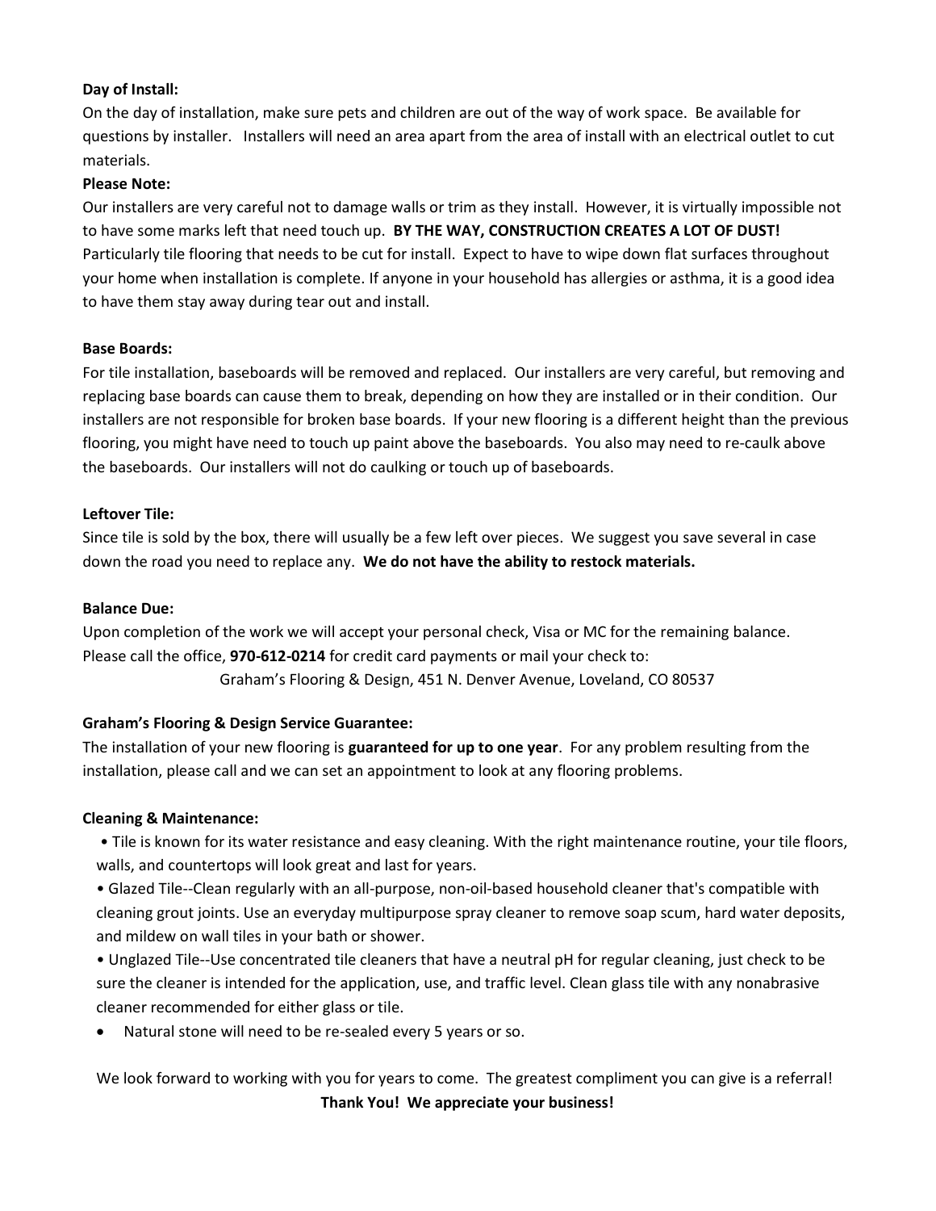**Day of Install:**

On the day of installation, make sure pets and children are out of the way of work space. Be available for questions by installer. Installers will need an area apart from the area of install with an electrical outlet to cut materials.

**Please Note:**

Our installers are very careful not to damage walls or trim as they install. However, it is virtually impossible not to have some marks left that need touch up. **BY THE WAY, CONSTRUCTION CREATES A LOT OF DUST!** Particularly tile flooring that needs to be cut for install. Expect to have to wipe down flat surfaces throughout your home when installation is complete. If anyone in your household has allergies or asthma, it is a good idea to have them stay away during tear out and install.

**Base Boards:**

For tile installation, baseboards will be removed and replaced. Our installers are very careful, but removing and replacing base boards can cause them to break, depending on how they are installed or in their condition. Our installers are not responsible for broken base boards. If your new flooring is a different height than the previous flooring, you might have need to touch up paint above the baseboards. You also may need to re-caulk above the baseboards. Our installers will not do caulking or touch up of baseboards.

**Leftover Tile:**

Since tile is sold by the box, there will usually be a few left over pieces. We suggest you save several in case down the road you need to replace any. **We do not have the ability to restock materials.**

**Balance Due:**

Upon completion of the work we will accept your personal check, Visa or MC for the remaining balance. Please call the office, **970-612-0214** for credit card payments or mail your check to:

Graham's Flooring & Design, 451 N. Denver Avenue, Loveland, CO 80537

**Graham's Flooring & Design Service Guarantee:**

The installation of your new flooring is **guaranteed for up to one year**. For any problem resulting from the installation, please call and we can set an appointment to look at any flooring problems.

**Cleaning & Maintenance:**

- Tile is known for its water resistance and easy cleaning. With the right maintenance routine, your tile floors, walls, and countertops will look great and last for years.
- Glazed Tile--Clean regularly with an all-purpose, non-oil-based household cleaner that's compatible with cleaning grout joints. Use an everyday multipurpose spray cleaner to remove soap scum, hard water deposits, and mildew on wall tiles in your bath or shower.
- Unglazed Tile--Use concentrated tile cleaners that have a neutral pH for regular cleaning, just check to be sure the cleaner is intended for the application, use, and traffic level. Clean glass tile with any nonabrasive cleaner recommended for either glass or tile.
- Natural stone will need to be re-sealed every 5 years or so.

We look forward to working with you for years to come. The greatest compliment you can give is a referral!

**Thank You! We appreciate your business!**